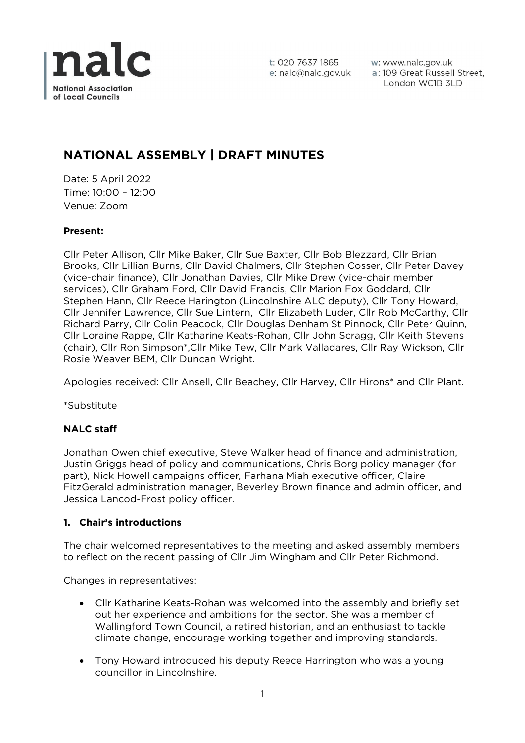**nalc**
National Association of Local Councils

t: 020 7637 1865
e: nalc@nalc.gov.uk
w: www.nalc.gov.uk
a: 109 Great Russell Street, London WC1B 3LD

# NATIONAL ASSEMBLY | DRAFT MINUTES

Date: 5 April 2022
Time: 10:00 – 12:00
Venue: Zoom

**Present:**

Cllr Peter Allison, Cllr Mike Baker, Cllr Sue Baxter, Cllr Bob Blezzard, Cllr Brian Brooks, Cllr Lillian Burns, Cllr David Chalmers, Cllr Stephen Cosser, Cllr Peter Davey (vice-chair finance), Cllr Jonathan Davies, Cllr Mike Drew (vice-chair member services), Cllr Graham Ford, Cllr David Francis, Cllr Marion Fox Goddard, Cllr Stephen Hann, Cllr Reece Harington (Lincolnshire ALC deputy), Cllr Tony Howard, Cllr Jennifer Lawrence, Cllr Sue Lintern, Cllr Elizabeth Luder, Cllr Rob McCarthy, Cllr Richard Parry, Cllr Colin Peacock, Cllr Douglas Denham St Pinnock, Cllr Peter Quinn, Cllr Loraine Rappe, Cllr Katharine Keats-Rohan, Cllr John Scragg, Cllr Keith Stevens (chair), Cllr Ron Simpson*,Cllr Mike Tew, Cllr Mark Valladares, Cllr Ray Wickson, Cllr Rosie Weaver BEM, Cllr Duncan Wright.

Apologies received: Cllr Ansell, Cllr Beachey, Cllr Harvey, Cllr Hirons* and Cllr Plant.

*Substitute

**NALC staff**

Jonathan Owen chief executive, Steve Walker head of finance and administration, Justin Griggs head of policy and communications, Chris Borg policy manager (for part), Nick Howell campaigns officer, Farhana Miah executive officer, Claire FitzGerald administration manager, Beverley Brown finance and admin officer, and Jessica Lancod-Frost policy officer.

### 1. Chair's introductions

The chair welcomed representatives to the meeting and asked assembly members to reflect on the recent passing of Cllr Jim Wingham and Cllr Peter Richmond.

Changes in representatives:

- Cllr Katharine Keats-Rohan was welcomed into the assembly and briefly set out her experience and ambitions for the sector. She was a member of Wallingford Town Council, a retired historian, and an enthusiast to tackle climate change, encourage working together and improving standards.
- Tony Howard introduced his deputy Reece Harrington who was a young councillor in Lincolnshire.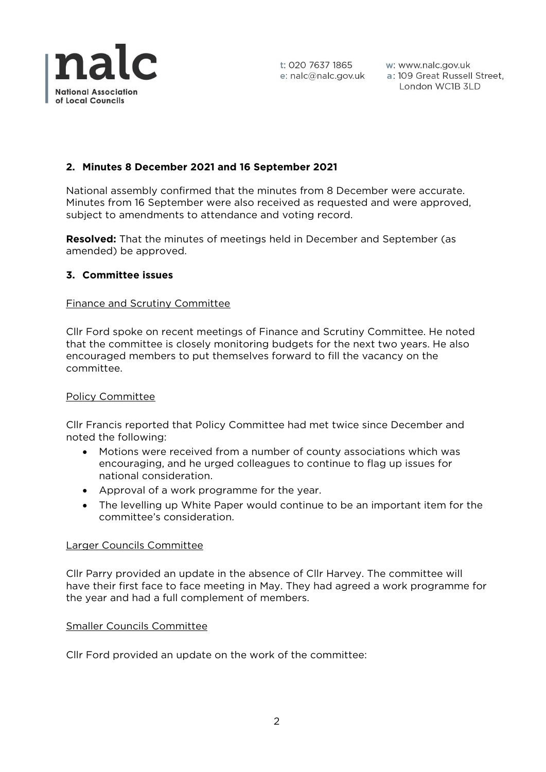## 2. Minutes 8 December 2021 and 16 September 2021

National assembly confirmed that the minutes from 8 December were accurate. Minutes from 16 September were also received as requested and were approved, subject to amendments to attendance and voting record.

**Resolved:** That the minutes of meetings held in December and September (as amended) be approved.

## 3. Committee issues

Finance and Scrutiny Committee

Cllr Ford spoke on recent meetings of Finance and Scrutiny Committee. He noted that the committee is closely monitoring budgets for the next two years. He also encouraged members to put themselves forward to fill the vacancy on the committee.

Policy Committee

Cllr Francis reported that Policy Committee had met twice since December and noted the following:

- Motions were received from a number of county associations which was encouraging, and he urged colleagues to continue to flag up issues for national consideration.
- Approval of a work programme for the year.
- The levelling up White Paper would continue to be an important item for the committee's consideration.

Larger Councils Committee

Cllr Parry provided an update in the absence of Cllr Harvey. The committee will have their first face to face meeting in May. They had agreed a work programme for the year and had a full complement of members.

Smaller Councils Committee

Cllr Ford provided an update on the work of the committee: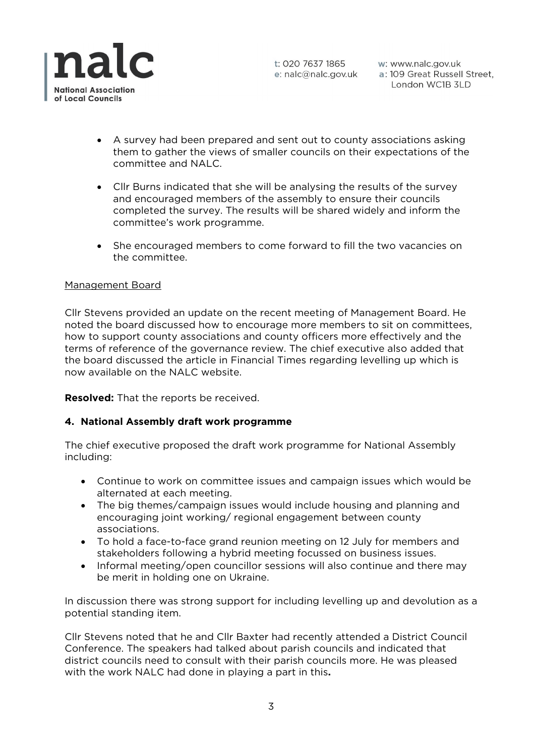- A survey had been prepared and sent out to county associations asking them to gather the views of smaller councils on their expectations of the committee and NALC.

- Cllr Burns indicated that she will be analysing the results of the survey and encouraged members of the assembly to ensure their councils completed the survey. The results will be shared widely and inform the committee's work programme.

- She encouraged members to come forward to fill the two vacancies on the committee.

Management Board

Cllr Stevens provided an update on the recent meeting of Management Board. He noted the board discussed how to encourage more members to sit on committees, how to support county associations and county officers more effectively and the terms of reference of the governance review. The chief executive also added that the board discussed the article in Financial Times regarding levelling up which is now available on the NALC website.

**Resolved:** That the reports be received.

### 4. National Assembly draft work programme

The chief executive proposed the draft work programme for National Assembly including:

- Continue to work on committee issues and campaign issues which would be alternated at each meeting.
- The big themes/campaign issues would include housing and planning and encouraging joint working/ regional engagement between county associations.
- To hold a face-to-face grand reunion meeting on 12 July for members and stakeholders following a hybrid meeting focussed on business issues.
- Informal meeting/open councillor sessions will also continue and there may be merit in holding one on Ukraine.

In discussion there was strong support for including levelling up and devolution as a potential standing item.

Cllr Stevens noted that he and Cllr Baxter had recently attended a District Council Conference. The speakers had talked about parish councils and indicated that district councils need to consult with their parish councils more. He was pleased with the work NALC had done in playing a part in this**.**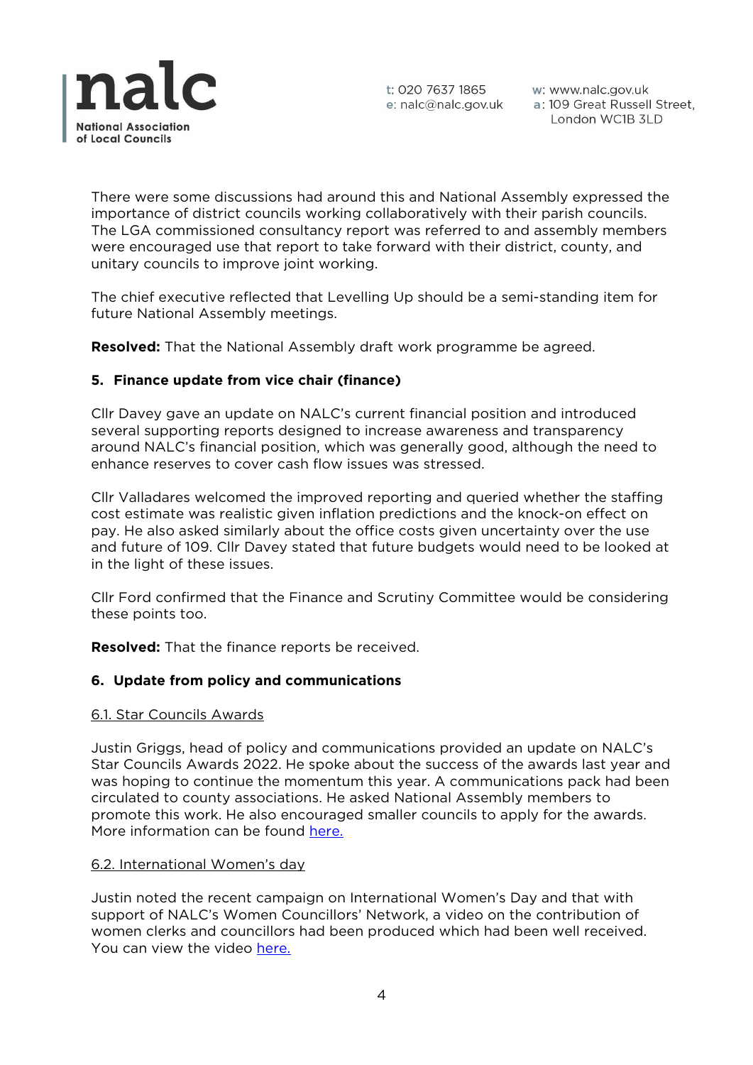There were some discussions had around this and National Assembly expressed the importance of district councils working collaboratively with their parish councils. The LGA commissioned consultancy report was referred to and assembly members were encouraged use that report to take forward with their district, county, and unitary councils to improve joint working.

The chief executive reflected that Levelling Up should be a semi-standing item for future National Assembly meetings.

**Resolved:** That the National Assembly draft work programme be agreed.

### 5. Finance update from vice chair (finance)

Cllr Davey gave an update on NALC's current financial position and introduced several supporting reports designed to increase awareness and transparency around NALC's financial position, which was generally good, although the need to enhance reserves to cover cash flow issues was stressed.

Cllr Valladares welcomed the improved reporting and queried whether the staffing cost estimate was realistic given inflation predictions and the knock-on effect on pay. He also asked similarly about the office costs given uncertainty over the use and future of 109. Cllr Davey stated that future budgets would need to be looked at in the light of these issues.

Cllr Ford confirmed that the Finance and Scrutiny Committee would be considering these points too.

**Resolved:** That the finance reports be received.

### 6. Update from policy and communications

#### 6.1. Star Councils Awards

Justin Griggs, head of policy and communications provided an update on NALC's Star Councils Awards 2022. He spoke about the success of the awards last year and was hoping to continue the momentum this year. A communications pack had been circulated to county associations. He asked National Assembly members to promote this work. He also encouraged smaller councils to apply for the awards. More information can be found here.

#### 6.2. International Women's day

Justin noted the recent campaign on International Women's Day and that with support of NALC's Women Councillors' Network, a video on the contribution of women clerks and councillors had been produced which had been well received. You can view the video here.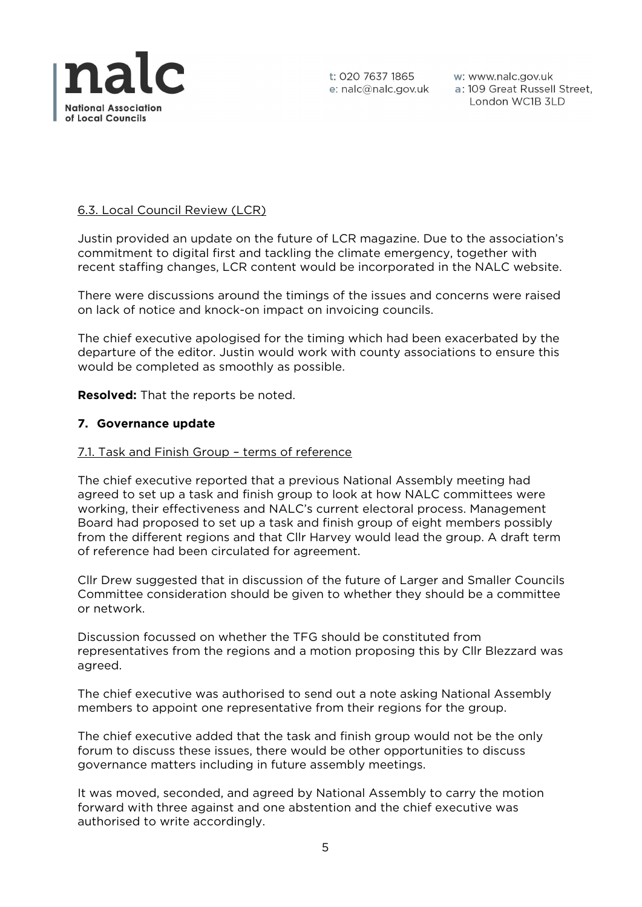6.3. Local Council Review (LCR)

Justin provided an update on the future of LCR magazine. Due to the association's commitment to digital first and tackling the climate emergency, together with recent staffing changes, LCR content would be incorporated in the NALC website.

There were discussions around the timings of the issues and concerns were raised on lack of notice and knock-on impact on invoicing councils.

The chief executive apologised for the timing which had been exacerbated by the departure of the editor. Justin would work with county associations to ensure this would be completed as smoothly as possible.

**Resolved:** That the reports be noted.

## 7. Governance update

7.1. Task and Finish Group – terms of reference

The chief executive reported that a previous National Assembly meeting had agreed to set up a task and finish group to look at how NALC committees were working, their effectiveness and NALC's current electoral process. Management Board had proposed to set up a task and finish group of eight members possibly from the different regions and that Cllr Harvey would lead the group. A draft term of reference had been circulated for agreement.

Cllr Drew suggested that in discussion of the future of Larger and Smaller Councils Committee consideration should be given to whether they should be a committee or network.

Discussion focussed on whether the TFG should be constituted from representatives from the regions and a motion proposing this by Cllr Blezzard was agreed.

The chief executive was authorised to send out a note asking National Assembly members to appoint one representative from their regions for the group.

The chief executive added that the task and finish group would not be the only forum to discuss these issues, there would be other opportunities to discuss governance matters including in future assembly meetings.

It was moved, seconded, and agreed by National Assembly to carry the motion forward with three against and one abstention and the chief executive was authorised to write accordingly.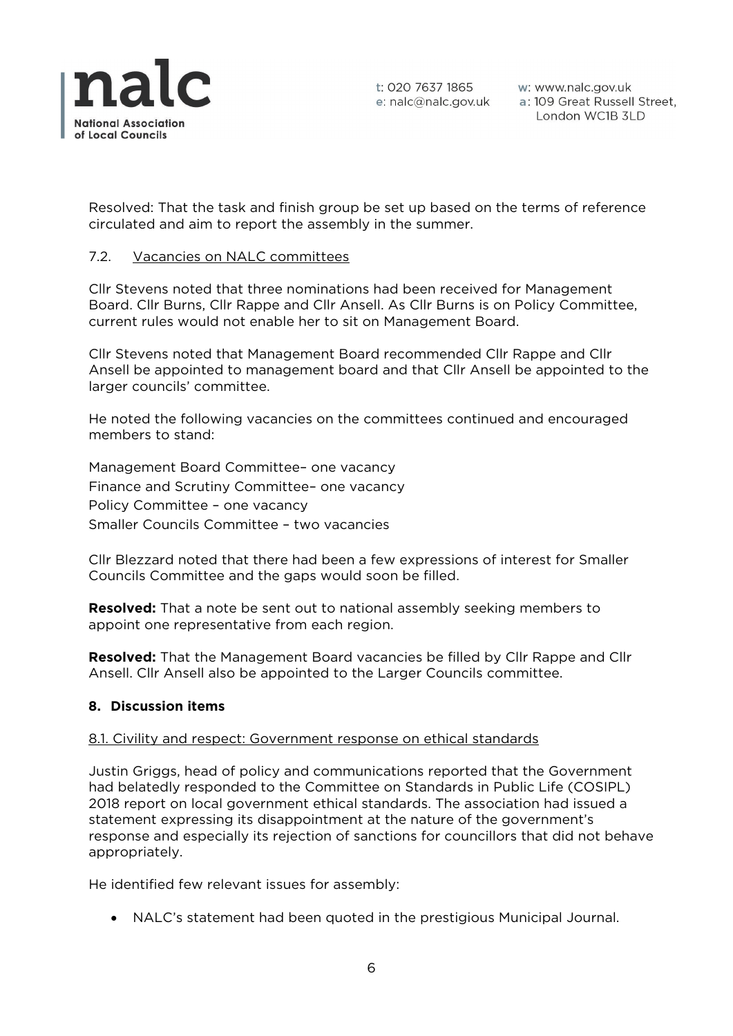Resolved: That the task and finish group be set up based on the terms of reference circulated and aim to report the assembly in the summer.

7.2. Vacancies on NALC committees

Cllr Stevens noted that three nominations had been received for Management Board. Cllr Burns, Cllr Rappe and Cllr Ansell. As Cllr Burns is on Policy Committee, current rules would not enable her to sit on Management Board.

Cllr Stevens noted that Management Board recommended Cllr Rappe and Cllr Ansell be appointed to management board and that Cllr Ansell be appointed to the larger councils' committee.

He noted the following vacancies on the committees continued and encouraged members to stand:

Management Board Committee– one vacancy
Finance and Scrutiny Committee– one vacancy
Policy Committee – one vacancy
Smaller Councils Committee – two vacancies

Cllr Blezzard noted that there had been a few expressions of interest for Smaller Councils Committee and the gaps would soon be filled.

**Resolved:** That a note be sent out to national assembly seeking members to appoint one representative from each region.

**Resolved:** That the Management Board vacancies be filled by Cllr Rappe and Cllr Ansell. Cllr Ansell also be appointed to the Larger Councils committee.

## 8. Discussion items

8.1. Civility and respect: Government response on ethical standards

Justin Griggs, head of policy and communications reported that the Government had belatedly responded to the Committee on Standards in Public Life (COSIPL) 2018 report on local government ethical standards. The association had issued a statement expressing its disappointment at the nature of the government's response and especially its rejection of sanctions for councillors that did not behave appropriately.

He identified few relevant issues for assembly:

- NALC's statement had been quoted in the prestigious Municipal Journal.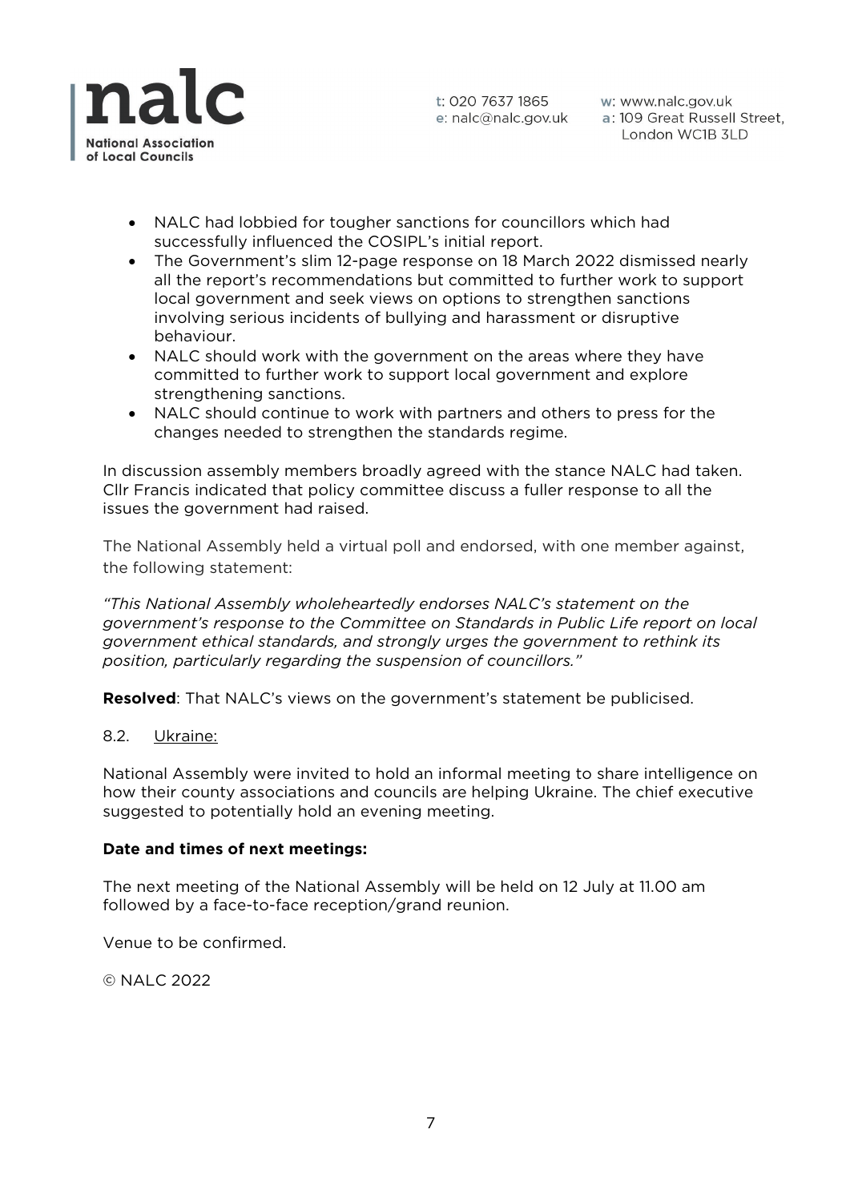- NALC had lobbied for tougher sanctions for councillors which had successfully influenced the COSIPL's initial report.
- The Government's slim 12-page response on 18 March 2022 dismissed nearly all the report's recommendations but committed to further work to support local government and seek views on options to strengthen sanctions involving serious incidents of bullying and harassment or disruptive behaviour.
- NALC should work with the government on the areas where they have committed to further work to support local government and explore strengthening sanctions.
- NALC should continue to work with partners and others to press for the changes needed to strengthen the standards regime.

In discussion assembly members broadly agreed with the stance NALC had taken. Cllr Francis indicated that policy committee discuss a fuller response to all the issues the government had raised.

The National Assembly held a virtual poll and endorsed, with one member against, the following statement:

*"This National Assembly wholeheartedly endorses NALC's statement on the government's response to the Committee on Standards in Public Life report on local government ethical standards, and strongly urges the government to rethink its position, particularly regarding the suspension of councillors."*

**Resolved**: That NALC's views on the government's statement be publicised.

8.2. Ukraine:

National Assembly were invited to hold an informal meeting to share intelligence on how their county associations and councils are helping Ukraine. The chief executive suggested to potentially hold an evening meeting.

**Date and times of next meetings:**

The next meeting of the National Assembly will be held on 12 July at 11.00 am followed by a face-to-face reception/grand reunion.

Venue to be confirmed.

© NALC 2022